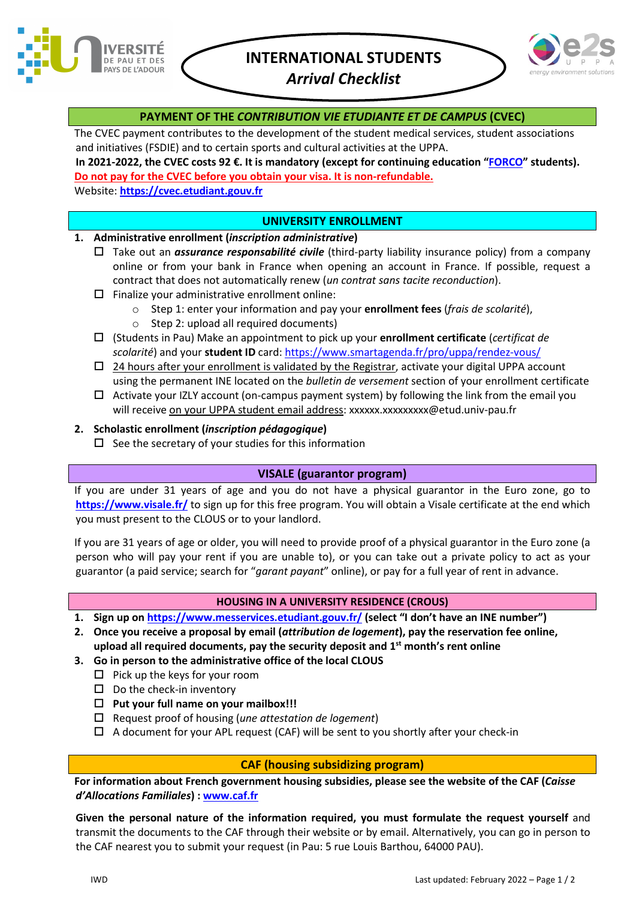# INTERNATIONAL STUDENTS

*Arrival Checklist*

## PAYMENT OF THE *CONTRIBUTION VIE ETUDIANTE ET DE CAMPUS* (CVEC)

The CVEC payment contributes to the development of the student medical services, student associations and initiatives (FSDIE) and to certain sports and cultural activities at the UPPA.

**In 2021-2022, the CVEC costs 92 €. It is mandatory (except for continuing education "FORCO" students).**

**Do not pay for the CVEC before you obtain your visa. It is non-refundable.**

Website: **https://cvec.etudiant.gouv.fr**

## UNIVERSITY ENROLLMENT

1. **Administrative enrollment (*inscription administrative*)**
   - ☐ Take out an ***assurance responsabilité civile*** (third-party liability insurance policy) from a company online or from your bank in France when opening an account in France. If possible, request a contract that does not automatically renew (*un contrat sans tacite reconduction*).
   - ☐ Finalize your administrative enrollment online:
     - Step 1: enter your information and pay your **enrollment fees** (*frais de scolarité*),
     - Step 2: upload all required documents)
   - ☐ (Students in Pau) Make an appointment to pick up your **enrollment certificate** (*certificat de scolarité*) and your **student ID** card: https://www.smartagenda.fr/pro/uppa/rendez-vous/
   - ☐ 24 hours after your enrollment is validated by the Registrar, activate your digital UPPA account using the permanent INE located on the *bulletin de versement* section of your enrollment certificate
   - ☐ Activate your IZLY account (on-campus payment system) by following the link from the email you will receive on your UPPA student email address: xxxxxx.xxxxxxxxx@etud.univ-pau.fr
2. **Scholastic enrollment (*inscription pédagogique*)**
   - ☐ See the secretary of your studies for this information

## VISALE (guarantor program)

If you are under 31 years of age and you do not have a physical guarantor in the Euro zone, go to **https://www.visale.fr/** to sign up for this free program. You will obtain a Visale certificate at the end which you must present to the CLOUS or to your landlord.

If you are 31 years of age or older, you will need to provide proof of a physical guarantor in the Euro zone (a person who will pay your rent if you are unable to), or you can take out a private policy to act as your guarantor (a paid service; search for "*garant payant*" online), or pay for a full year of rent in advance.

## HOUSING IN A UNIVERSITY RESIDENCE (CROUS)

1. **Sign up on https://www.messervices.etudiant.gouv.fr/ (select "I don't have an INE number")**
2. **Once you receive a proposal by email (*attribution de logement*), pay the reservation fee online, upload all required documents, pay the security deposit and 1st month's rent online**
3. **Go in person to the administrative office of the local CLOUS**
   - ☐ Pick up the keys for your room
   - ☐ Do the check-in inventory
   - ☐ **Put your full name on your mailbox!!!**
   - ☐ Request proof of housing (*une attestation de logement*)
   - ☐ A document for your APL request (CAF) will be sent to you shortly after your check-in

## CAF (housing subsidizing program)

**For information about French government housing subsidies, please see the website of the CAF (*Caisse d'Allocations Familiales*) : www.caf.fr**

**Given the personal nature of the information required, you must formulate the request yourself** and transmit the documents to the CAF through their website or by email. Alternatively, you can go in person to the CAF nearest you to submit your request (in Pau: 5 rue Louis Barthou, 64000 PAU).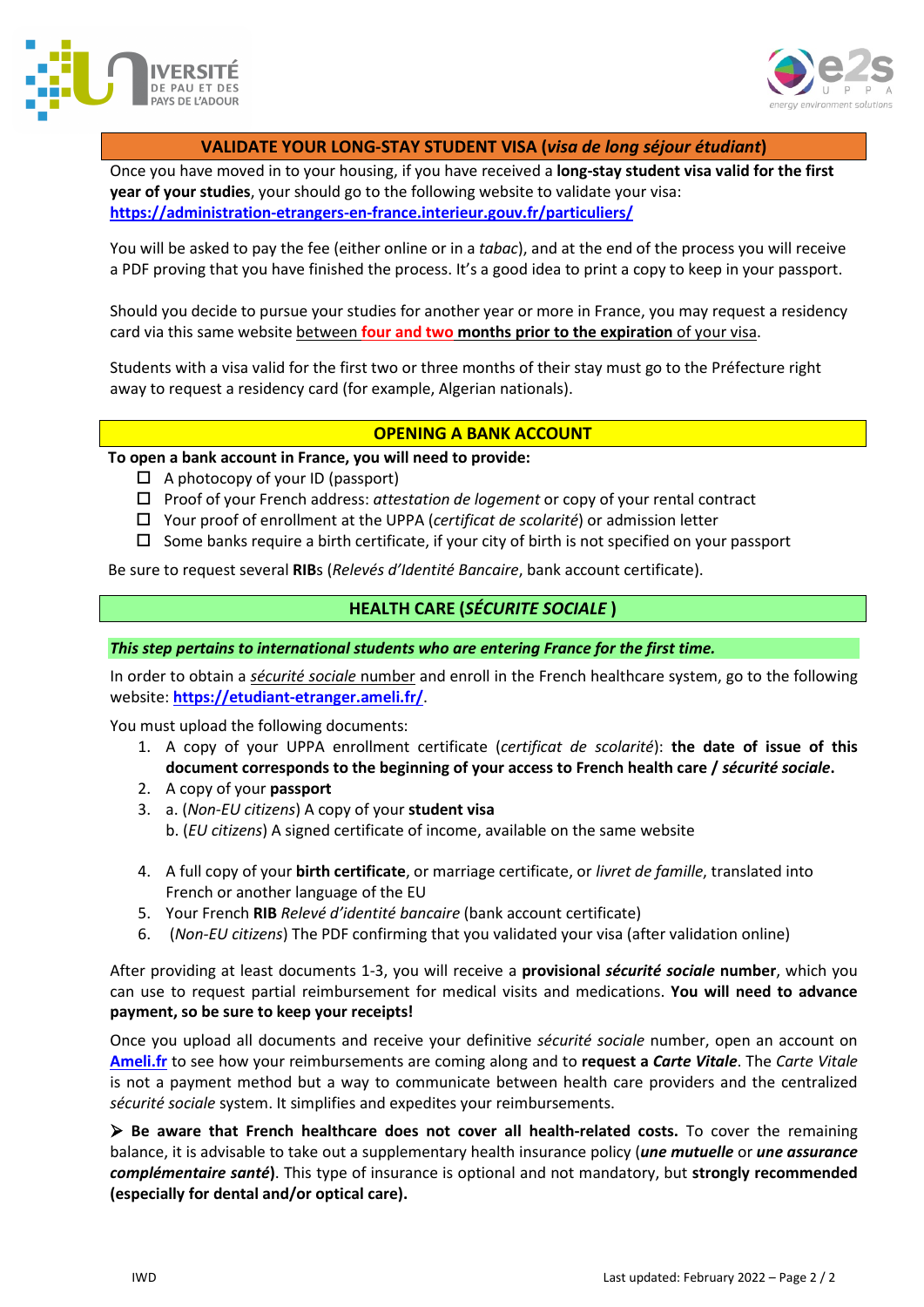## VALIDATE YOUR LONG-STAY STUDENT VISA (*visa de long séjour étudiant*)

Once you have moved in to your housing, if you have received a **long-stay student visa valid for the first year of your studies**, your should go to the following website to validate your visa: **https://administration-etrangers-en-france.interieur.gouv.fr/particuliers/**

You will be asked to pay the fee (either online or in a *tabac*), and at the end of the process you will receive a PDF proving that you have finished the process. It's a good idea to print a copy to keep in your passport.

Should you decide to pursue your studies for another year or more in France, you may request a residency card via this same website between **four and two months prior to the expiration** of your visa.

Students with a visa valid for the first two or three months of their stay must go to the Préfecture right away to request a residency card (for example, Algerian nationals).

## OPENING A BANK ACCOUNT

**To open a bank account in France, you will need to provide:**

- ☐ A photocopy of your ID (passport)
- ☐ Proof of your French address: *attestation de logement* or copy of your rental contract
- ☐ Your proof of enrollment at the UPPA (*certificat de scolarité*) or admission letter
- ☐ Some banks require a birth certificate, if your city of birth is not specified on your passport

Be sure to request several **RIB**s (*Relevés d'Identité Bancaire*, bank account certificate).

## HEALTH CARE (*SÉCURITE SOCIALE* )

***This step pertains to international students who are entering France for the first time.***

In order to obtain a *sécurité sociale* number and enroll in the French healthcare system, go to the following website: **https://etudiant-etranger.ameli.fr/**.

You must upload the following documents:

1. A copy of your UPPA enrollment certificate (*certificat de scolarité*): **the date of issue of this document corresponds to the beginning of your access to French health care / *sécurité sociale*.**
2. A copy of your **passport**
3. a. (*Non-EU citizens*) A copy of your **student visa**
   b. (*EU citizens*) A signed certificate of income, available on the same website
4. A full copy of your **birth certificate**, or marriage certificate, or *livret de famille*, translated into French or another language of the EU
5. Your French **RIB** *Relevé d'identité bancaire* (bank account certificate)
6. (*Non-EU citizens*) The PDF confirming that you validated your visa (after validation online)

After providing at least documents 1-3, you will receive a **provisional *sécurité sociale* number**, which you can use to request partial reimbursement for medical visits and medications. **You will need to advance payment, so be sure to keep your receipts!**

Once you upload all documents and receive your definitive *sécurité sociale* number, open an account on **Ameli.fr** to see how your reimbursements are coming along and to **request a *Carte Vitale***. The *Carte Vitale* is not a payment method but a way to communicate between health care providers and the centralized *sécurité sociale* system. It simplifies and expedites your reimbursements.

➢ **Be aware that French healthcare does not cover all health-related costs.** To cover the remaining balance, it is advisable to take out a supplementary health insurance policy (***une mutuelle*** or ***une assurance complémentaire santé***). This type of insurance is optional and not mandatory, but **strongly recommended (especially for dental and/or optical care).**

IWD

Last updated: February 2022